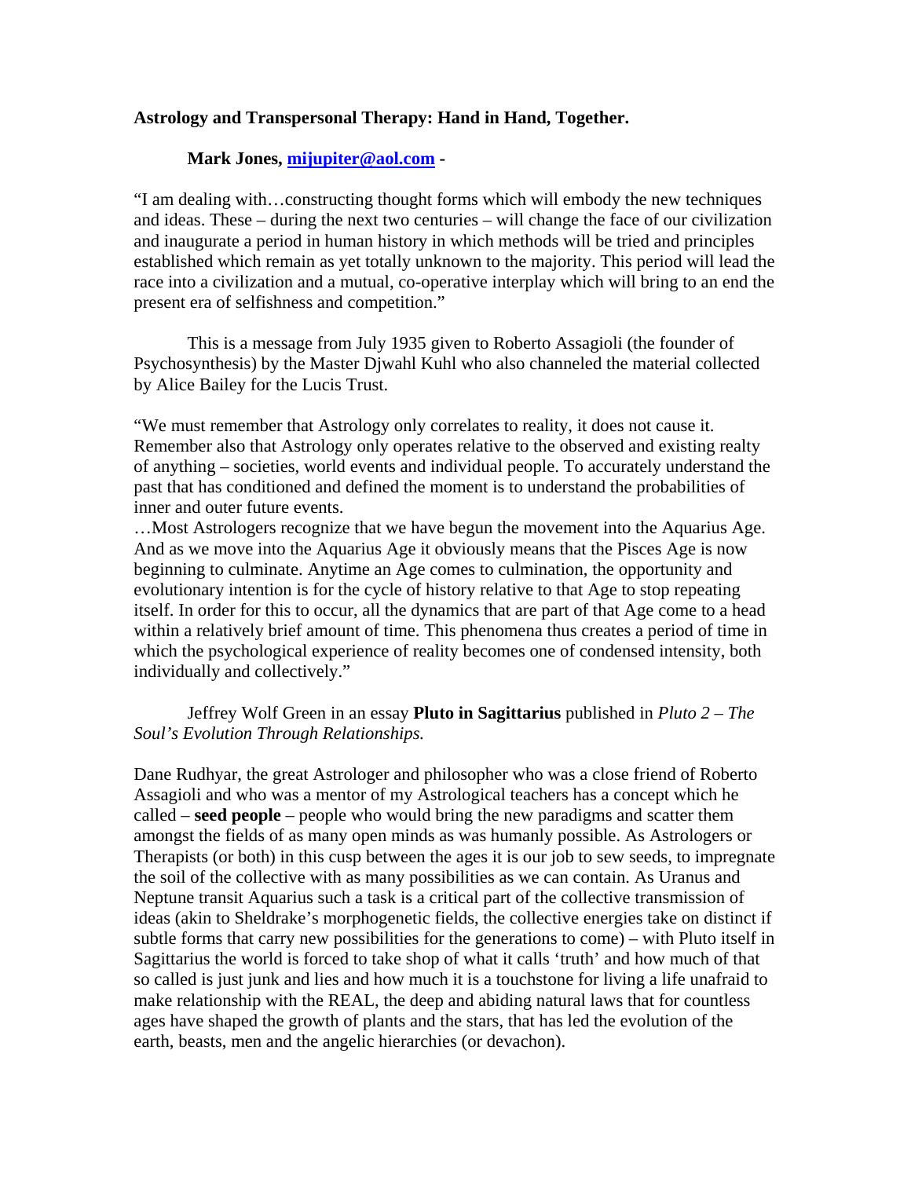**Astrology and Transpersonal Therapy: Hand in Hand, Together.**

**Mark Jones, mijupiter@aol.com -**

"I am dealing with…constructing thought forms which will embody the new techniques and ideas. These – during the next two centuries – will change the face of our civilization and inaugurate a period in human history in which methods will be tried and principles established which remain as yet totally unknown to the majority. This period will lead the race into a civilization and a mutual, co-operative interplay which will bring to an end the present era of selfishness and competition."

This is a message from July 1935 given to Roberto Assagioli (the founder of Psychosynthesis) by the Master Djwahl Kuhl who also channeled the material collected by Alice Bailey for the Lucis Trust.

"We must remember that Astrology only correlates to reality, it does not cause it. Remember also that Astrology only operates relative to the observed and existing realty of anything – societies, world events and individual people. To accurately understand the past that has conditioned and defined the moment is to understand the probabilities of inner and outer future events.
…Most Astrologers recognize that we have begun the movement into the Aquarius Age. And as we move into the Aquarius Age it obviously means that the Pisces Age is now beginning to culminate. Anytime an Age comes to culmination, the opportunity and evolutionary intention is for the cycle of history relative to that Age to stop repeating itself. In order for this to occur, all the dynamics that are part of that Age come to a head within a relatively brief amount of time. This phenomena thus creates a period of time in which the psychological experience of reality becomes one of condensed intensity, both individually and collectively."

Jeffrey Wolf Green in an essay **Pluto in Sagittarius** published in *Pluto 2 – The Soul's Evolution Through Relationships.*

Dane Rudhyar, the great Astrologer and philosopher who was a close friend of Roberto Assagioli and who was a mentor of my Astrological teachers has a concept which he called – **seed people** – people who would bring the new paradigms and scatter them amongst the fields of as many open minds as was humanly possible. As Astrologers or Therapists (or both) in this cusp between the ages it is our job to sew seeds, to impregnate the soil of the collective with as many possibilities as we can contain. As Uranus and Neptune transit Aquarius such a task is a critical part of the collective transmission of ideas (akin to Sheldrake's morphogenetic fields, the collective energies take on distinct if subtle forms that carry new possibilities for the generations to come) – with Pluto itself in Sagittarius the world is forced to take shop of what it calls 'truth' and how much of that so called is just junk and lies and how much it is a touchstone for living a life unafraid to make relationship with the REAL, the deep and abiding natural laws that for countless ages have shaped the growth of plants and the stars, that has led the evolution of the earth, beasts, men and the angelic hierarchies (or devachon).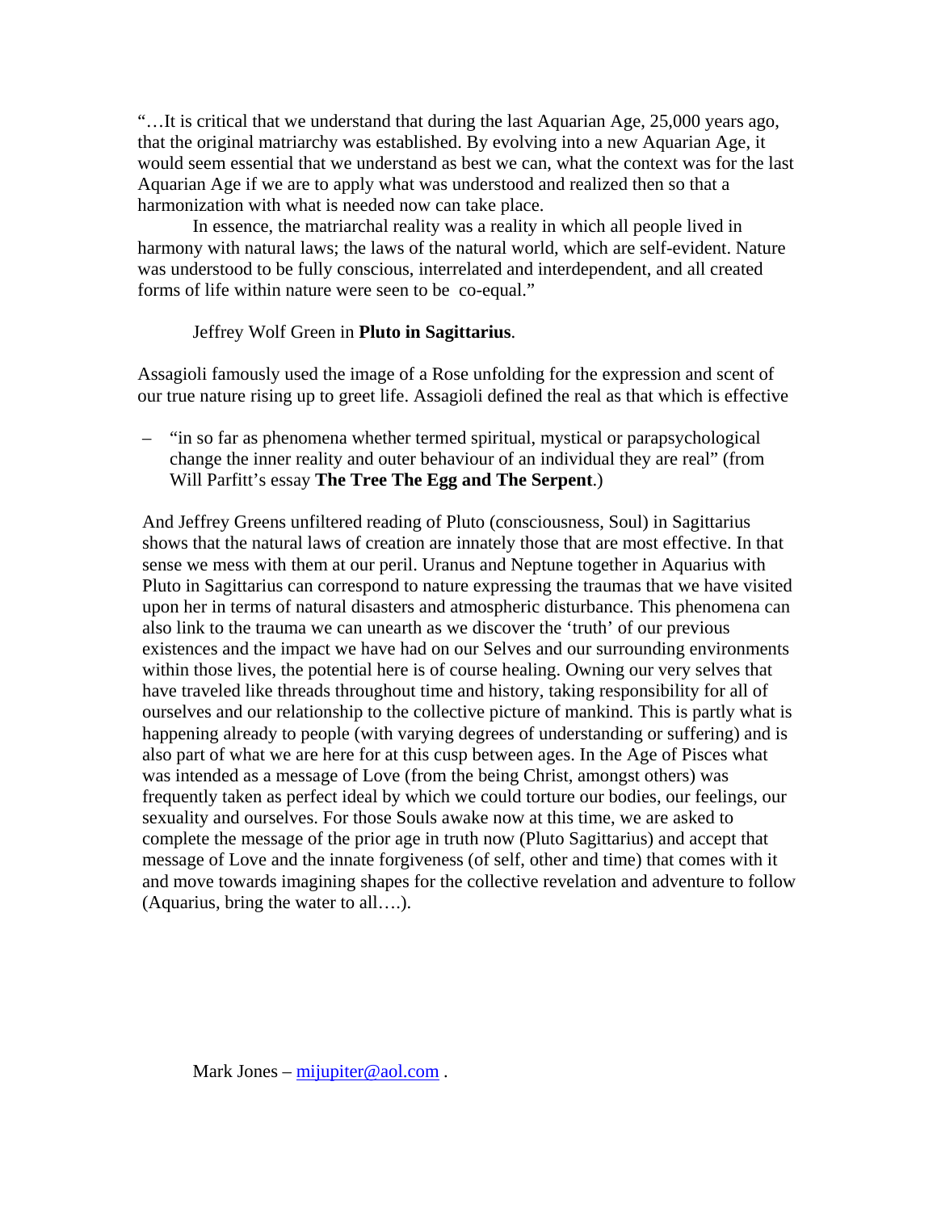"…It is critical that we understand that during the last Aquarian Age, 25,000 years ago, that the original matriarchy was established. By evolving into a new Aquarian Age, it would seem essential that we understand as best we can, what the context was for the last Aquarian Age if we are to apply what was understood and realized then so that a harmonization with what is needed now can take place.

In essence, the matriarchal reality was a reality in which all people lived in harmony with natural laws; the laws of the natural world, which are self-evident. Nature was understood to be fully conscious, interrelated and interdependent, and all created forms of life within nature were seen to be co-equal."

Jeffrey Wolf Green in **Pluto in Sagittarius**.

Assagioli famously used the image of a Rose unfolding for the expression and scent of our true nature rising up to greet life. Assagioli defined the real as that which is effective

- "in so far as phenomena whether termed spiritual, mystical or parapsychological change the inner reality and outer behaviour of an individual they are real" (from Will Parfitt's essay **The Tree The Egg and The Serpent**.)

And Jeffrey Greens unfiltered reading of Pluto (consciousness, Soul) in Sagittarius shows that the natural laws of creation are innately those that are most effective. In that sense we mess with them at our peril. Uranus and Neptune together in Aquarius with Pluto in Sagittarius can correspond to nature expressing the traumas that we have visited upon her in terms of natural disasters and atmospheric disturbance. This phenomena can also link to the trauma we can unearth as we discover the 'truth' of our previous existences and the impact we have had on our Selves and our surrounding environments within those lives, the potential here is of course healing. Owning our very selves that have traveled like threads throughout time and history, taking responsibility for all of ourselves and our relationship to the collective picture of mankind. This is partly what is happening already to people (with varying degrees of understanding or suffering) and is also part of what we are here for at this cusp between ages. In the Age of Pisces what was intended as a message of Love (from the being Christ, amongst others) was frequently taken as perfect ideal by which we could torture our bodies, our feelings, our sexuality and ourselves. For those Souls awake now at this time, we are asked to complete the message of the prior age in truth now (Pluto Sagittarius) and accept that message of Love and the innate forgiveness (of self, other and time) that comes with it and move towards imagining shapes for the collective revelation and adventure to follow (Aquarius, bring the water to all….).

Mark Jones – mijupiter@aol.com .